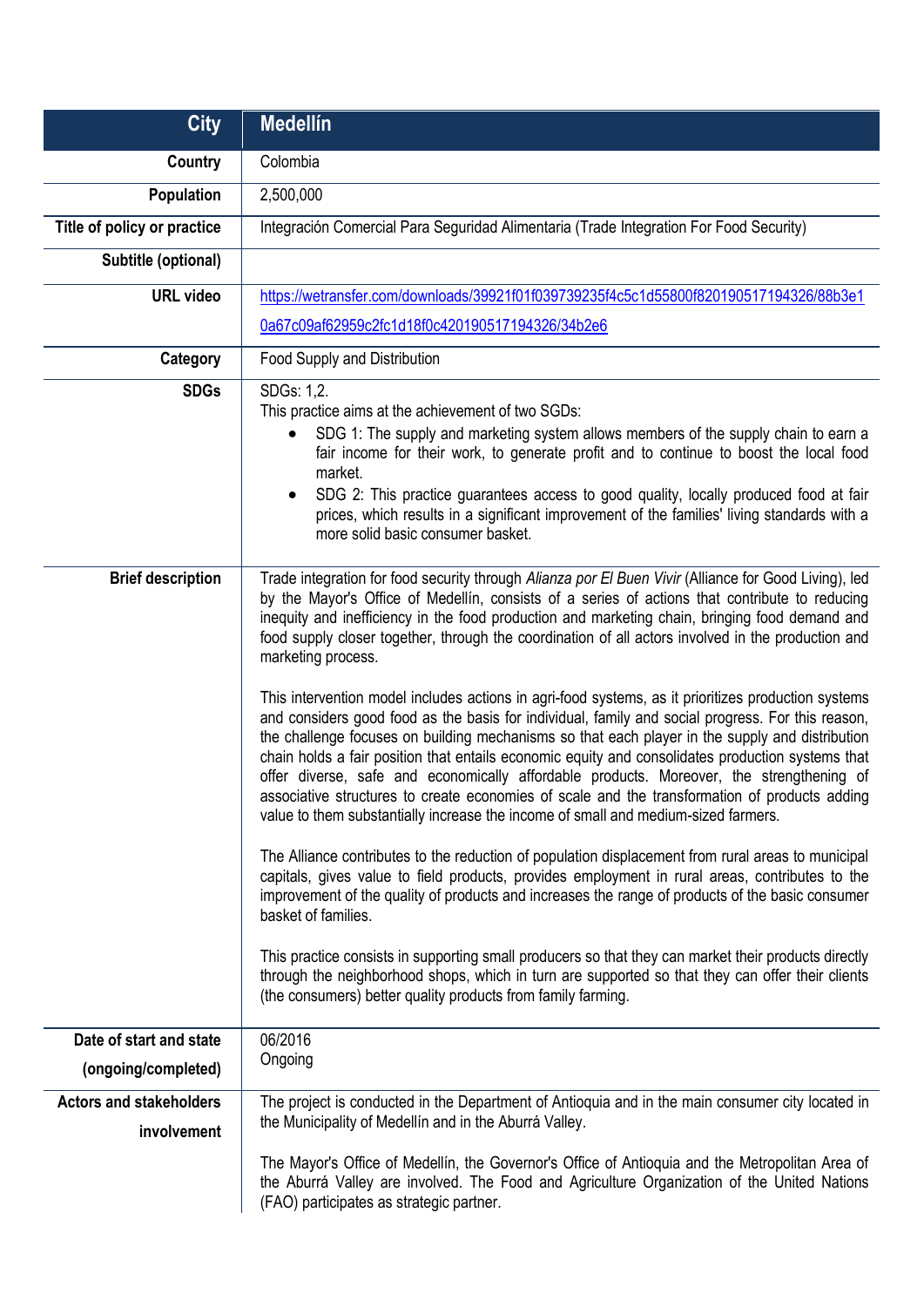| City | Medellín |
|---|---|
| **Country** | Colombia |
| **Population** | 2,500,000 |
| **Title of policy or practice** | Integración Comercial Para Seguridad Alimentaria (Trade Integration For Food Security) |
| **Subtitle (optional)** | |
| **URL video** | https://wetransfer.com/downloads/39921f01f039739235f4c5c1d55800f820190517194326/88b3e10a67c09af62959c2fc1d18f0c420190517194326/34b2e6 |
| **Category** | Food Supply and Distribution |
| **SDGs** | SDGs: 1,2.<br>This practice aims at the achievement of two SGDs:<br>• SDG 1: The supply and marketing system allows members of the supply chain to earn a fair income for their work, to generate profit and to continue to boost the local food market.<br>• SDG 2: This practice guarantees access to good quality, locally produced food at fair prices, which results in a significant improvement of the families' living standards with a more solid basic consumer basket. |
| **Brief description** | Trade integration for food security through *Alianza por El Buen Vivir* (Alliance for Good Living), led by the Mayor's Office of Medellín, consists of a series of actions that contribute to reducing inequity and inefficiency in the food production and marketing chain, bringing food demand and food supply closer together, through the coordination of all actors involved in the production and marketing process.<br><br>This intervention model includes actions in agri-food systems, as it prioritizes production systems and considers good food as the basis for individual, family and social progress. For this reason, the challenge focuses on building mechanisms so that each player in the supply and distribution chain holds a fair position that entails economic equity and consolidates production systems that offer diverse, safe and economically affordable products. Moreover, the strengthening of associative structures to create economies of scale and the transformation of products adding value to them substantially increase the income of small and medium-sized farmers.<br><br>The Alliance contributes to the reduction of population displacement from rural areas to municipal capitals, gives value to field products, provides employment in rural areas, contributes to the improvement of the quality of products and increases the range of products of the basic consumer basket of families.<br><br>This practice consists in supporting small producers so that they can market their products directly through the neighborhood shops, which in turn are supported so that they can offer their clients (the consumers) better quality products from family farming. |
| **Date of start and state (ongoing/completed)** | 06/2016<br>Ongoing |
| **Actors and stakeholders involvement** | The project is conducted in the Department of Antioquia and in the main consumer city located in the Municipality of Medellín and in the Aburrá Valley.<br><br>The Mayor's Office of Medellín, the Governor's Office of Antioquia and the Metropolitan Area of the Aburrá Valley are involved. The Food and Agriculture Organization of the United Nations (FAO) participates as strategic partner. |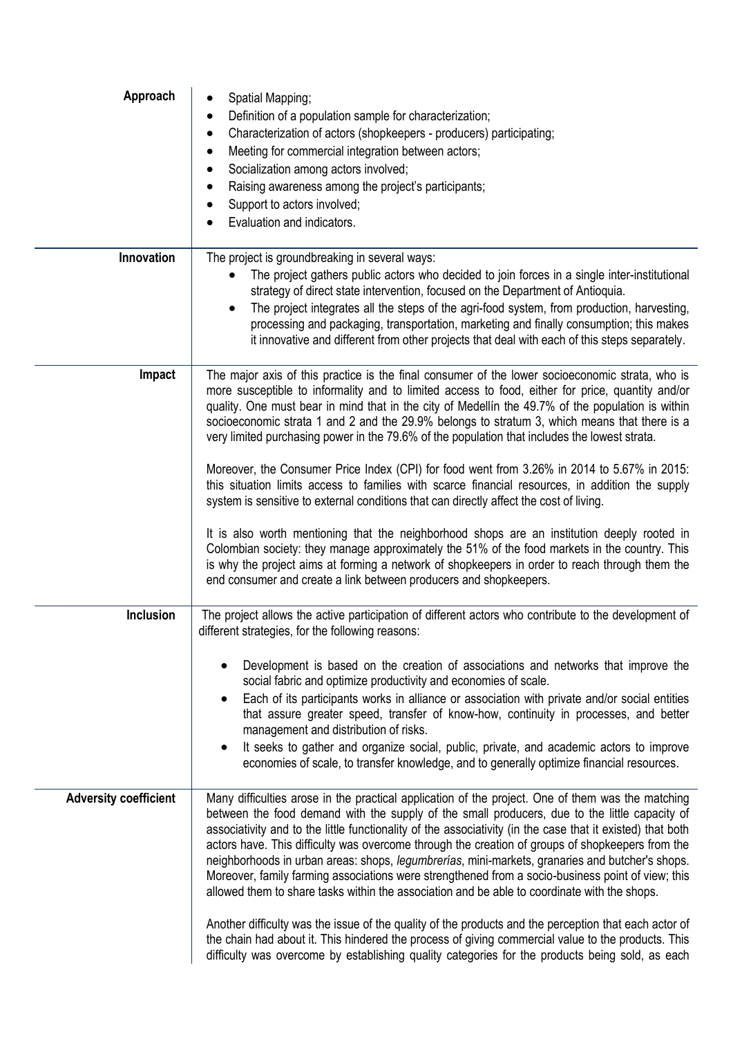| | |
|---|---|
| **Approach** | • Spatial Mapping;<br>• Definition of a population sample for characterization;<br>• Characterization of actors (shopkeepers - producers) participating;<br>• Meeting for commercial integration between actors;<br>• Socialization among actors involved;<br>• Raising awareness among the project's participants;<br>• Support to actors involved;<br>• Evaluation and indicators. |
| **Innovation** | The project is groundbreaking in several ways:<br>• The project gathers public actors who decided to join forces in a single inter-institutional strategy of direct state intervention, focused on the Department of Antioquia.<br>• The project integrates all the steps of the agri-food system, from production, harvesting, processing and packaging, transportation, marketing and finally consumption; this makes it innovative and different from other projects that deal with each of this steps separately. |
| **Impact** | The major axis of this practice is the final consumer of the lower socioeconomic strata, who is more susceptible to informality and to limited access to food, either for price, quantity and/or quality. One must bear in mind that in the city of Medellín the 49.7% of the population is within socioeconomic strata 1 and 2 and the 29.9% belongs to stratum 3, which means that there is a very limited purchasing power in the 79.6% of the population that includes the lowest strata.<br><br>Moreover, the Consumer Price Index (CPI) for food went from 3.26% in 2014 to 5.67% in 2015: this situation limits access to families with scarce financial resources, in addition the supply system is sensitive to external conditions that can directly affect the cost of living.<br><br>It is also worth mentioning that the neighborhood shops are an institution deeply rooted in Colombian society: they manage approximately the 51% of the food markets in the country. This is why the project aims at forming a network of shopkeepers in order to reach through them the end consumer and create a link between producers and shopkeepers. |
| **Inclusion** | The project allows the active participation of different actors who contribute to the development of different strategies, for the following reasons:<br><br>• Development is based on the creation of associations and networks that improve the social fabric and optimize productivity and economies of scale.<br>• Each of its participants works in alliance or association with private and/or social entities that assure greater speed, transfer of know-how, continuity in processes, and better management and distribution of risks.<br>• It seeks to gather and organize social, public, private, and academic actors to improve economies of scale, to transfer knowledge, and to generally optimize financial resources. |
| **Adversity coefficient** | Many difficulties arose in the practical application of the project. One of them was the matching between the food demand with the supply of the small producers, due to the little capacity of associativity and to the little functionality of the associativity (in the case that it existed) that both actors have. This difficulty was overcome through the creation of groups of shopkeepers from the neighborhoods in urban areas: shops, *legumbrerías*, mini-markets, granaries and butcher's shops. Moreover, family farming associations were strengthened from a socio-business point of view; this allowed them to share tasks within the association and be able to coordinate with the shops.<br><br>Another difficulty was the issue of the quality of the products and the perception that each actor of the chain had about it. This hindered the process of giving commercial value to the products. This difficulty was overcome by establishing quality categories for the products being sold, as each |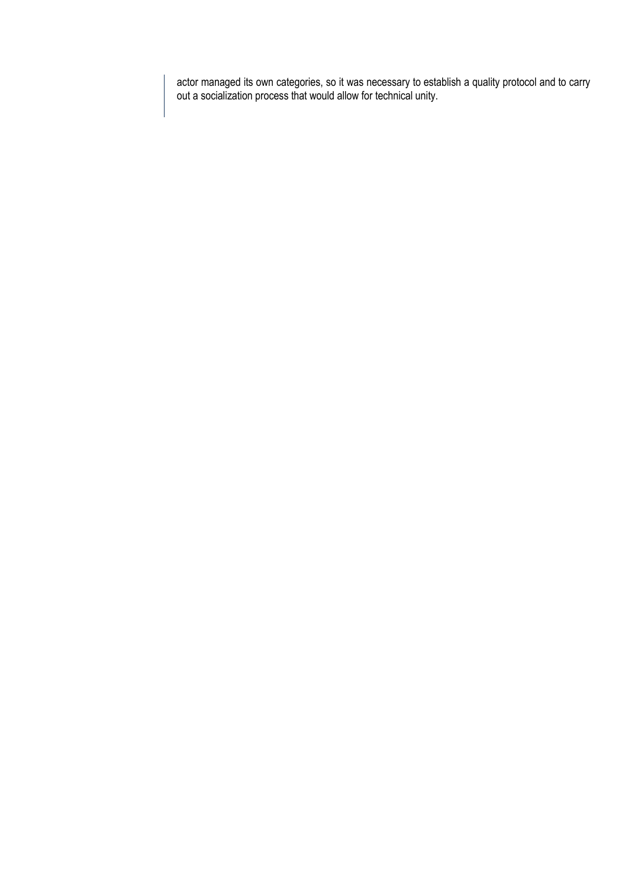actor managed its own categories, so it was necessary to establish a quality protocol and to carry out a socialization process that would allow for technical unity.